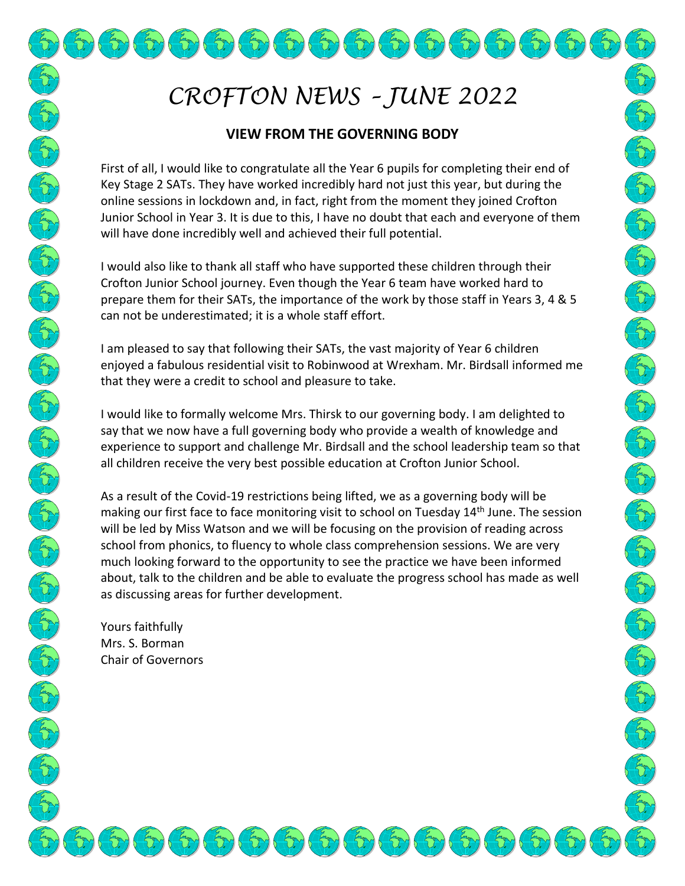# *CROFTON NEWS – JUNE 2022*

## VIEW FROM THE GOVERNING BODY

First of all, I would like to congratulate all the Year 6 pupils for completing their end of Key Stage 2 SATs. They have worked incredibly hard not just this year, but during the online sessions in lockdown and, in fact, right from the moment they joined Crofton Junior School in Year 3. It is due to this, I have no doubt that each and everyone of them will have done incredibly well and achieved their full potential.

I would also like to thank all staff who have supported these children through their Crofton Junior School journey. Even though the Year 6 team have worked hard to prepare them for their SATs, the importance of the work by those staff in Years 3, 4 & 5 can not be underestimated; it is a whole staff effort.

I am pleased to say that following their SATs, the vast majority of Year 6 children enjoyed a fabulous residential visit to Robinwood at Wrexham. Mr. Birdsall informed me that they were a credit to school and pleasure to take.

I would like to formally welcome Mrs. Thirsk to our governing body. I am delighted to say that we now have a full governing body who provide a wealth of knowledge and experience to support and challenge Mr. Birdsall and the school leadership team so that all children receive the very best possible education at Crofton Junior School.

As a result of the Covid-19 restrictions being lifted, we as a governing body will be making our first face to face monitoring visit to school on Tuesday 14th June. The session will be led by Miss Watson and we will be focusing on the provision of reading across school from phonics, to fluency to whole class comprehension sessions. We are very much looking forward to the opportunity to see the practice we have been informed about, talk to the children and be able to evaluate the progress school has made as well as discussing areas for further development.

Yours faithfully
Mrs. S. Borman
Chair of Governors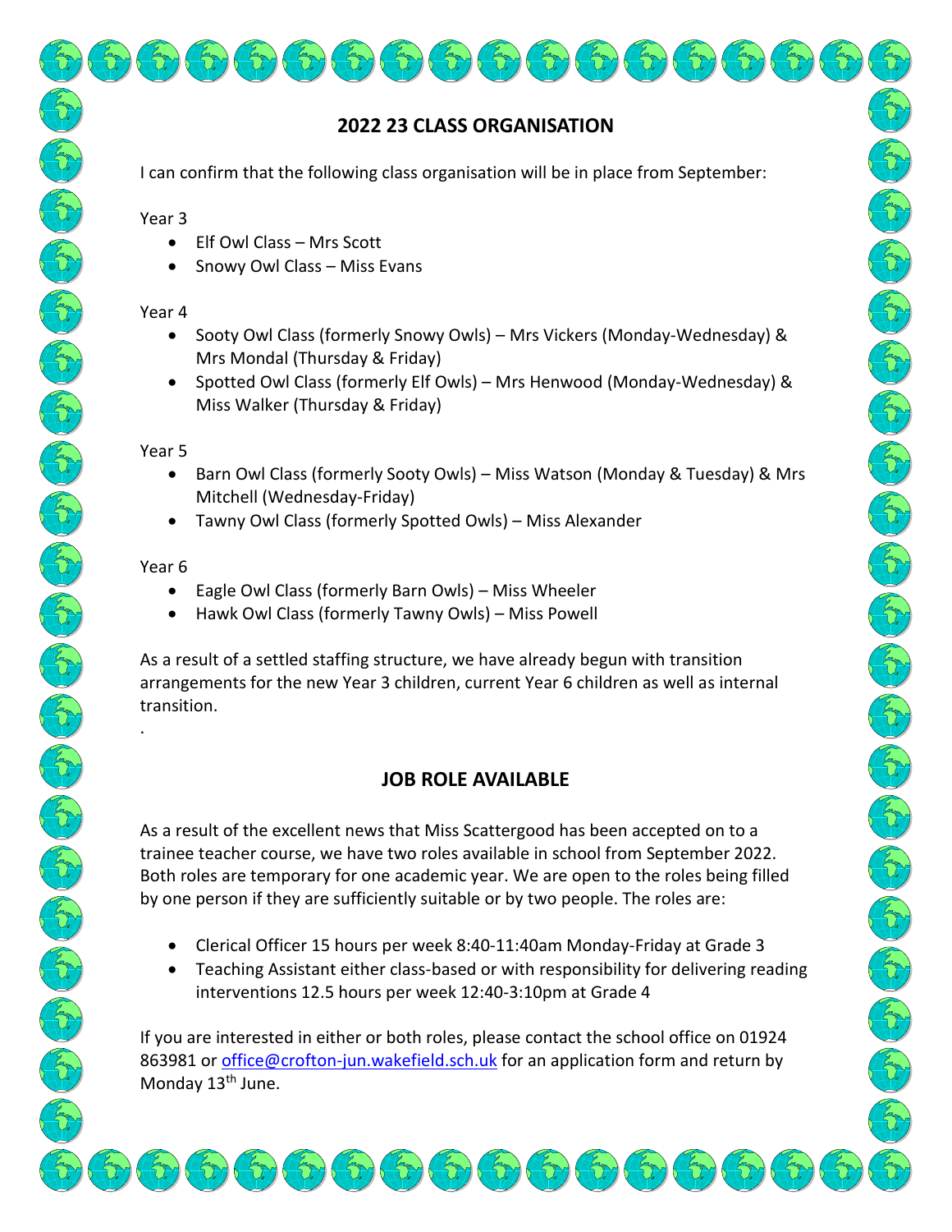## 2022 23 CLASS ORGANISATION

I can confirm that the following class organisation will be in place from September:

Year 3

- Elf Owl Class – Mrs Scott
- Snowy Owl Class – Miss Evans

Year 4

- Sooty Owl Class (formerly Snowy Owls) – Mrs Vickers (Monday-Wednesday) & Mrs Mondal (Thursday & Friday)
- Spotted Owl Class (formerly Elf Owls) – Mrs Henwood (Monday-Wednesday) & Miss Walker (Thursday & Friday)

Year 5

- Barn Owl Class (formerly Sooty Owls) – Miss Watson (Monday & Tuesday) & Mrs Mitchell (Wednesday-Friday)
- Tawny Owl Class (formerly Spotted Owls) – Miss Alexander

Year 6

- Eagle Owl Class (formerly Barn Owls) – Miss Wheeler
- Hawk Owl Class (formerly Tawny Owls) – Miss Powell

As a result of a settled staffing structure, we have already begun with transition arrangements for the new Year 3 children, current Year 6 children as well as internal transition.

.

## JOB ROLE AVAILABLE

As a result of the excellent news that Miss Scattergood has been accepted on to a trainee teacher course, we have two roles available in school from September 2022. Both roles are temporary for one academic year. We are open to the roles being filled by one person if they are sufficiently suitable or by two people. The roles are:

- Clerical Officer 15 hours per week 8:40-11:40am Monday-Friday at Grade 3
- Teaching Assistant either class-based or with responsibility for delivering reading interventions 12.5 hours per week 12:40-3:10pm at Grade 4

If you are interested in either or both roles, please contact the school office on 01924 863981 or office@crofton-jun.wakefield.sch.uk for an application form and return by Monday 13th June.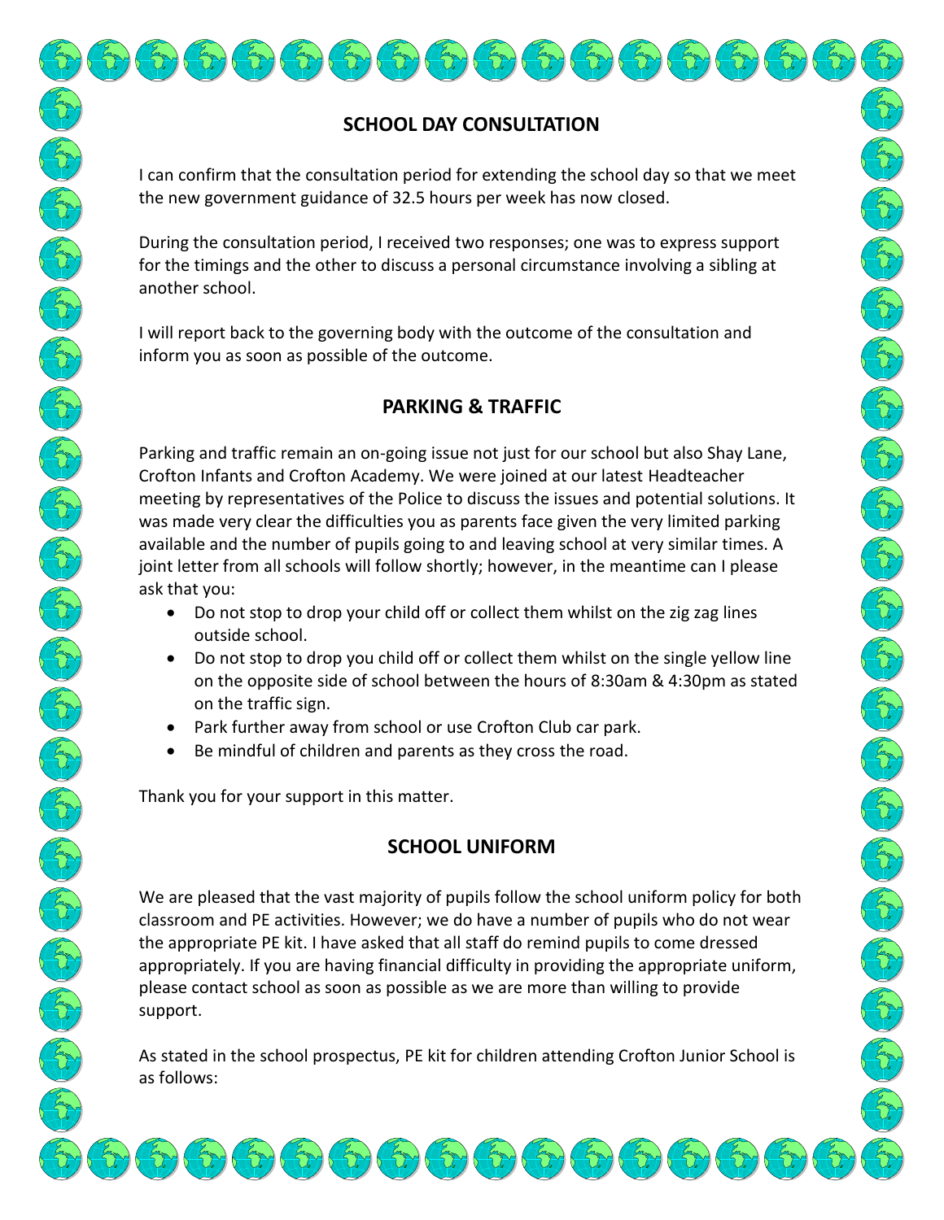## SCHOOL DAY CONSULTATION

I can confirm that the consultation period for extending the school day so that we meet the new government guidance of 32.5 hours per week has now closed.

During the consultation period, I received two responses; one was to express support for the timings and the other to discuss a personal circumstance involving a sibling at another school.

I will report back to the governing body with the outcome of the consultation and inform you as soon as possible of the outcome.

## PARKING & TRAFFIC

Parking and traffic remain an on-going issue not just for our school but also Shay Lane, Crofton Infants and Crofton Academy. We were joined at our latest Headteacher meeting by representatives of the Police to discuss the issues and potential solutions. It was made very clear the difficulties you as parents face given the very limited parking available and the number of pupils going to and leaving school at very similar times. A joint letter from all schools will follow shortly; however, in the meantime can I please ask that you:

- Do not stop to drop your child off or collect them whilst on the zig zag lines outside school.
- Do not stop to drop you child off or collect them whilst on the single yellow line on the opposite side of school between the hours of 8:30am & 4:30pm as stated on the traffic sign.
- Park further away from school or use Crofton Club car park.
- Be mindful of children and parents as they cross the road.

Thank you for your support in this matter.

## SCHOOL UNIFORM

We are pleased that the vast majority of pupils follow the school uniform policy for both classroom and PE activities. However; we do have a number of pupils who do not wear the appropriate PE kit. I have asked that all staff do remind pupils to come dressed appropriately. If you are having financial difficulty in providing the appropriate uniform, please contact school as soon as possible as we are more than willing to provide support.

As stated in the school prospectus, PE kit for children attending Crofton Junior School is as follows: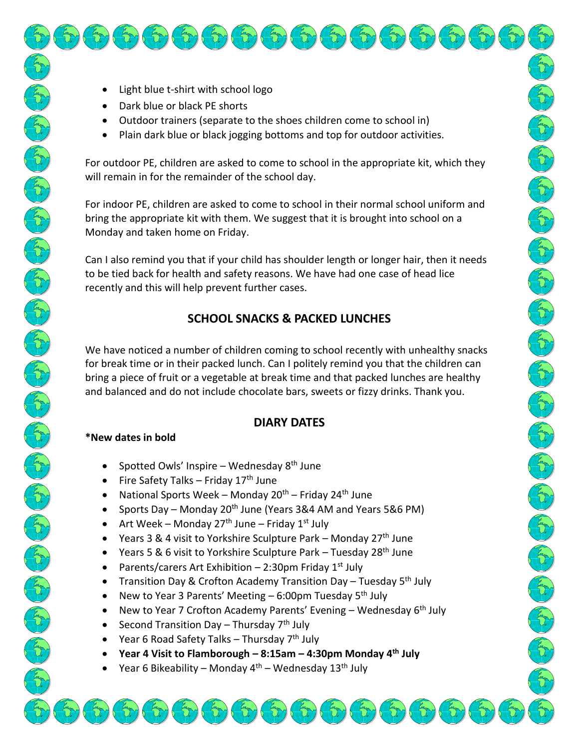- Light blue t-shirt with school logo
- Dark blue or black PE shorts
- Outdoor trainers (separate to the shoes children come to school in)
- Plain dark blue or black jogging bottoms and top for outdoor activities.

For outdoor PE, children are asked to come to school in the appropriate kit, which they will remain in for the remainder of the school day.

For indoor PE, children are asked to come to school in their normal school uniform and bring the appropriate kit with them. We suggest that it is brought into school on a Monday and taken home on Friday.

Can I also remind you that if your child has shoulder length or longer hair, then it needs to be tied back for health and safety reasons. We have had one case of head lice recently and this will help prevent further cases.

## SCHOOL SNACKS & PACKED LUNCHES

We have noticed a number of children coming to school recently with unhealthy snacks for break time or in their packed lunch. Can I politely remind you that the children can bring a piece of fruit or a vegetable at break time and that packed lunches are healthy and balanced and do not include chocolate bars, sweets or fizzy drinks. Thank you.

## DIARY DATES

**\*New dates in bold**

- Spotted Owls' Inspire – Wednesday 8th June
- Fire Safety Talks – Friday 17th June
- National Sports Week – Monday 20th – Friday 24th June
- Sports Day – Monday 20th June (Years 3&4 AM and Years 5&6 PM)
- Art Week – Monday 27th June – Friday 1st July
- Years 3 & 4 visit to Yorkshire Sculpture Park – Monday 27th June
- Years 5 & 6 visit to Yorkshire Sculpture Park – Tuesday 28th June
- Parents/carers Art Exhibition – 2:30pm Friday 1st July
- Transition Day & Crofton Academy Transition Day – Tuesday 5th July
- New to Year 3 Parents' Meeting – 6:00pm Tuesday 5th July
- New to Year 7 Crofton Academy Parents' Evening – Wednesday 6th July
- Second Transition Day – Thursday 7th July
- Year 6 Road Safety Talks – Thursday 7th July
- **Year 4 Visit to Flamborough – 8:15am – 4:30pm Monday 4th July**
- Year 6 Bikeability – Monday 4th – Wednesday 13th July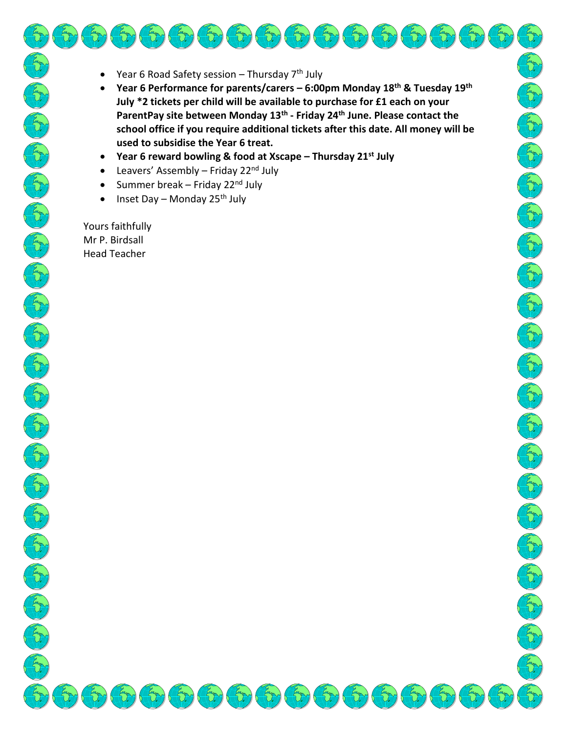- Year 6 Road Safety session – Thursday 7th July
- **Year 6 Performance for parents/carers – 6:00pm Monday 18th & Tuesday 19th July *2 tickets per child will be available to purchase for £1 each on your ParentPay site between Monday 13th - Friday 24th June. Please contact the school office if you require additional tickets after this date. All money will be used to subsidise the Year 6 treat.**
- **Year 6 reward bowling & food at Xscape – Thursday 21st July**
- Leavers' Assembly – Friday 22nd July
- Summer break – Friday 22nd July
- Inset Day – Monday 25th July

Yours faithfully  
Mr P. Birdsall  
Head Teacher